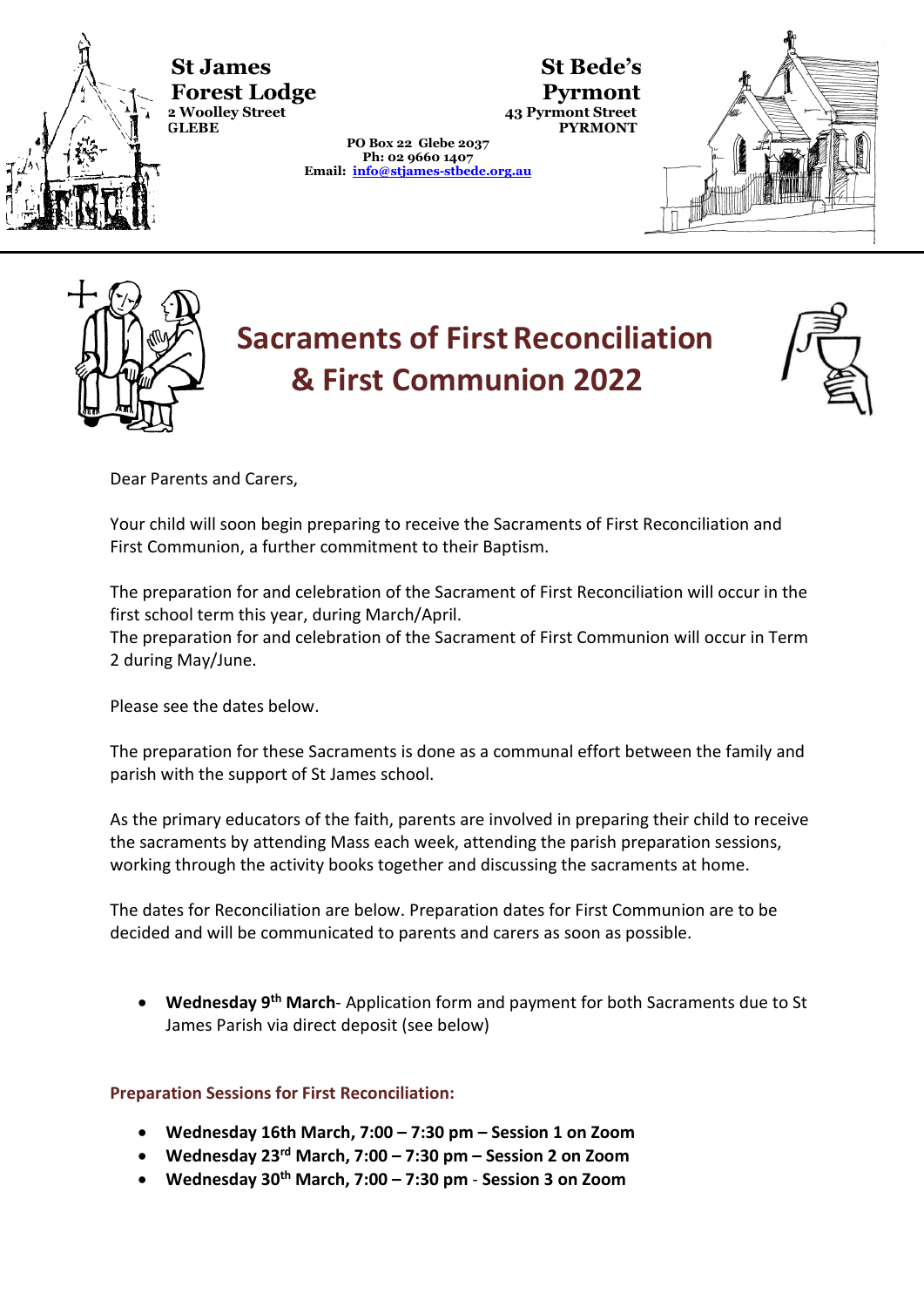**St James**
**Forest Lodge**
**2 Woolley Street**
**GLEBE**

**St Bede's**
**Pyrmont**
**43 Pyrmont Street**
**PYRMONT**

**PO Box 22 Glebe 2037**
**Ph: 02 9660 1407**
**Email: info@stjames-stbede.org.au**

# Sacraments of First Reconciliation & First Communion 2022

Dear Parents and Carers,

Your child will soon begin preparing to receive the Sacraments of First Reconciliation and First Communion, a further commitment to their Baptism.

The preparation for and celebration of the Sacrament of First Reconciliation will occur in the first school term this year, during March/April.
The preparation for and celebration of the Sacrament of First Communion will occur in Term 2 during May/June.

Please see the dates below.

The preparation for these Sacraments is done as a communal effort between the family and parish with the support of St James school.

As the primary educators of the faith, parents are involved in preparing their child to receive the sacraments by attending Mass each week, attending the parish preparation sessions, working through the activity books together and discussing the sacraments at home.

The dates for Reconciliation are below. Preparation dates for First Communion are to be decided and will be communicated to parents and carers as soon as possible.

- **Wednesday 9th March**- Application form and payment for both Sacraments due to St James Parish via direct deposit (see below)

**Preparation Sessions for First Reconciliation:**

- **Wednesday 16th March, 7:00 – 7:30 pm – Session 1 on Zoom**
- **Wednesday 23rd March, 7:00 – 7:30 pm – Session 2 on Zoom**
- **Wednesday 30th March, 7:00 – 7:30 pm** - **Session 3 on Zoom**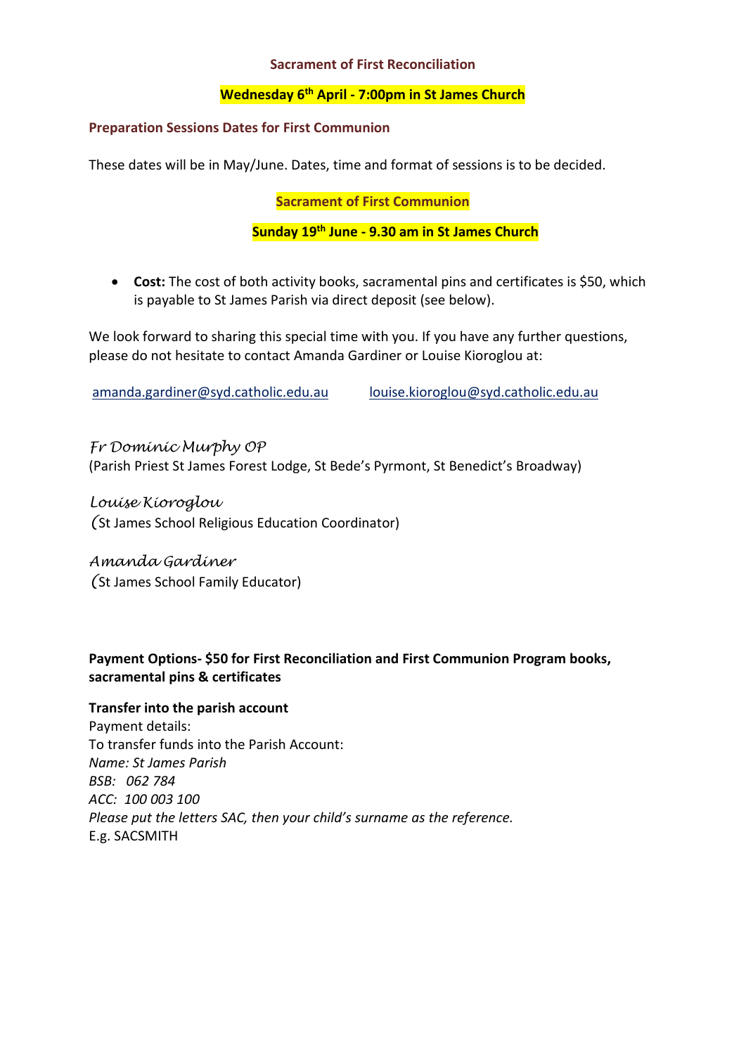**Sacrament of First Reconciliation**

**Wednesday 6th April - 7:00pm in St James Church**

**Preparation Sessions Dates for First Communion**

These dates will be in May/June. Dates, time and format of sessions is to be decided.

**Sacrament of First Communion**

**Sunday 19th June - 9.30 am in St James Church**

- **Cost:** The cost of both activity books, sacramental pins and certificates is $50, which is payable to St James Parish via direct deposit (see below).

We look forward to sharing this special time with you. If you have any further questions, please do not hesitate to contact Amanda Gardiner or Louise Kioroglou at:

amanda.gardiner@syd.catholic.edu.au louise.kioroglou@syd.catholic.edu.au

*Fr Dominic Murphy OP*
(Parish Priest St James Forest Lodge, St Bede's Pyrmont, St Benedict's Broadway)

*Louise Kioroglou*
(St James School Religious Education Coordinator)

*Amanda Gardiner*
(St James School Family Educator)

**Payment Options- $50 for First Reconciliation and First Communion Program books, sacramental pins & certificates**

**Transfer into the parish account**
Payment details:
To transfer funds into the Parish Account:
*Name: St James Parish*
*BSB: 062 784*
*ACC: 100 003 100*
*Please put the letters SAC, then your child's surname as the reference.*
E.g. SACSMITH